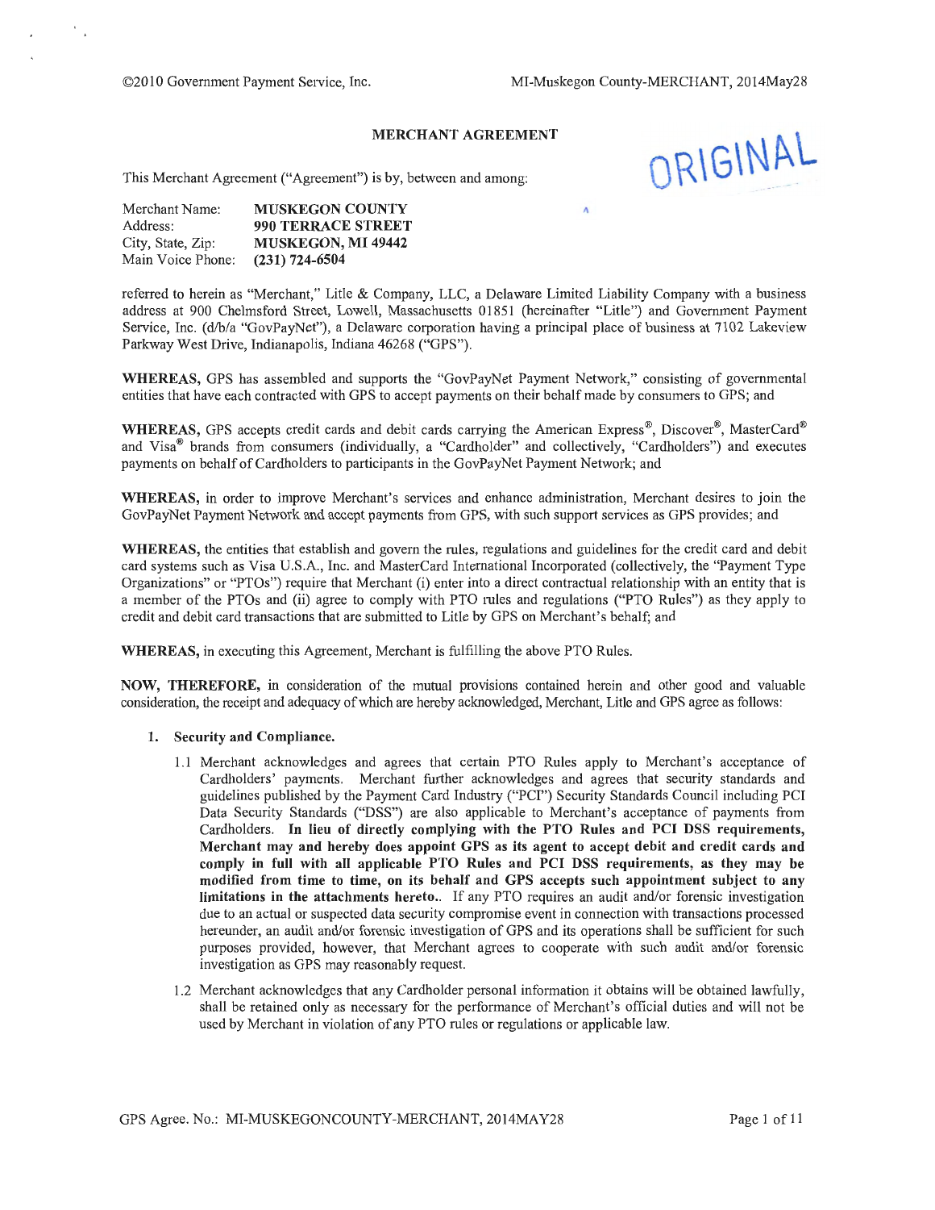# MERCHANT AGREEMENT

ORIGINAL

This Merchant Agreement ("Agreement") is by, between and among:

| | |
|---|---|
| Merchant Name: | **MUSKEGON COUNTY** |
| Address: | **990 TERRACE STREET** |
| City, State, Zip: | **MUSKEGON, MI 49442** |
| Main Voice Phone: | **(231) 724-6504** |

referred to herein as "Merchant," Litle & Company, LLC, a Delaware Limited Liability Company with a business address at 900 Chelmsford Street, Lowell, Massachusetts 01851 (hereinafter "Litle") and Government Payment Service, Inc. (d/b/a "GovPayNet"), a Delaware corporation having a principal place of business at 7102 Lakeview Parkway West Drive, Indianapolis, Indiana 46268 ("GPS").

**WHEREAS,** GPS has assembled and supports the "GovPayNet Payment Network," consisting of governmental entities that have each contracted with GPS to accept payments on their behalf made by consumers to GPS; and

**WHEREAS,** GPS accepts credit cards and debit cards carrying the American Express®, Discover®, MasterCard® and Visa® brands from consumers (individually, a "Cardholder" and collectively, "Cardholders") and executes payments on behalf of Cardholders to participants in the GovPayNet Payment Network; and

**WHEREAS,** in order to improve Merchant's services and enhance administration, Merchant desires to join the GovPayNet Payment Network and accept payments from GPS, with such support services as GPS provides; and

**WHEREAS,** the entities that establish and govern the rules, regulations and guidelines for the credit card and debit card systems such as Visa U.S.A., Inc. and MasterCard International Incorporated (collectively, the "Payment Type Organizations" or "PTOs") require that Merchant (i) enter into a direct contractual relationship with an entity that is a member of the PTOs and (ii) agree to comply with PTO rules and regulations ("PTO Rules") as they apply to credit and debit card transactions that are submitted to Litle by GPS on Merchant's behalf; and

**WHEREAS,** in executing this Agreement, Merchant is fulfilling the above PTO Rules.

**NOW, THEREFORE,** in consideration of the mutual provisions contained herein and other good and valuable consideration, the receipt and adequacy of which are hereby acknowledged, Merchant, Litle and GPS agree as follows:

1. **Security and Compliance.**

   1.1 Merchant acknowledges and agrees that certain PTO Rules apply to Merchant's acceptance of Cardholders' payments. Merchant further acknowledges and agrees that security standards and guidelines published by the Payment Card Industry ("PCI") Security Standards Council including PCI Data Security Standards ("DSS") are also applicable to Merchant's acceptance of payments from Cardholders. **In lieu of directly complying with the PTO Rules and PCI DSS requirements, Merchant may and hereby does appoint GPS as its agent to accept debit and credit cards and comply in full with all applicable PTO Rules and PCI DSS requirements, as they may be modified from time to time, on its behalf and GPS accepts such appointment subject to any limitations in the attachments hereto..** If any PTO requires an audit and/or forensic investigation due to an actual or suspected data security compromise event in connection with transactions processed hereunder, an audit and/or forensic investigation of GPS and its operations shall be sufficient for such purposes provided, however, that Merchant agrees to cooperate with such audit and/or forensic investigation as GPS may reasonably request.

   1.2 Merchant acknowledges that any Cardholder personal information it obtains will be obtained lawfully, shall be retained only as necessary for the performance of Merchant's official duties and will not be used by Merchant in violation of any PTO rules or regulations or applicable law.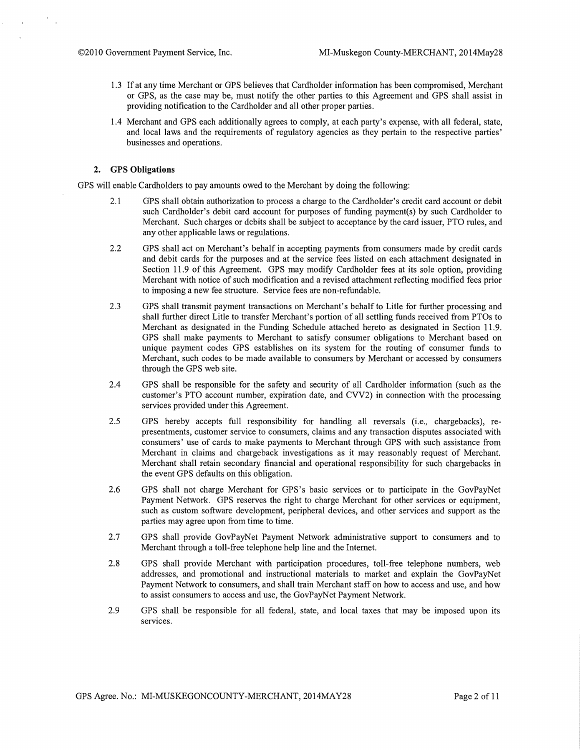1.3 If at any time Merchant or GPS believes that Cardholder information has been compromised, Merchant or GPS, as the case may be, must notify the other parties to this Agreement and GPS shall assist in providing notification to the Cardholder and all other proper parties.

1.4 Merchant and GPS each additionally agrees to comply, at each party's expense, with all federal, state, and local laws and the requirements of regulatory agencies as they pertain to the respective parties' businesses and operations.

## 2. GPS Obligations

GPS will enable Cardholders to pay amounts owed to the Merchant by doing the following:

2.1 GPS shall obtain authorization to process a charge to the Cardholder's credit card account or debit such Cardholder's debit card account for purposes of funding payment(s) by such Cardholder to Merchant. Such charges or debits shall be subject to acceptance by the card issuer, PTO rules, and any other applicable laws or regulations.

2.2 GPS shall act on Merchant's behalf in accepting payments from consumers made by credit cards and debit cards for the purposes and at the service fees listed on each attachment designated in Section 11.9 of this Agreement. GPS may modify Cardholder fees at its sole option, providing Merchant with notice of such modification and a revised attachment reflecting modified fees prior to imposing a new fee structure. Service fees are non-refundable.

2.3 GPS shall transmit payment transactions on Merchant's behalf to Litle for further processing and shall further direct Litle to transfer Merchant's portion of all settling funds received from PTOs to Merchant as designated in the Funding Schedule attached hereto as designated in Section 11.9. GPS shall make payments to Merchant to satisfy consumer obligations to Merchant based on unique payment codes GPS establishes on its system for the routing of consumer funds to Merchant, such codes to be made available to consumers by Merchant or accessed by consumers through the GPS web site.

2.4 GPS shall be responsible for the safety and security of all Cardholder information (such as the customer's PTO account number, expiration date, and CVV2) in connection with the processing services provided under this Agreement.

2.5 GPS hereby accepts full responsibility for handling all reversals (i.e., chargebacks), re-presentments, customer service to consumers, claims and any transaction disputes associated with consumers' use of cards to make payments to Merchant through GPS with such assistance from Merchant in claims and chargeback investigations as it may reasonably request of Merchant. Merchant shall retain secondary financial and operational responsibility for such chargebacks in the event GPS defaults on this obligation.

2.6 GPS shall not charge Merchant for GPS's basic services or to participate in the GovPayNet Payment Network. GPS reserves the right to charge Merchant for other services or equipment, such as custom software development, peripheral devices, and other services and support as the parties may agree upon from time to time.

2.7 GPS shall provide GovPayNet Payment Network administrative support to consumers and to Merchant through a toll-free telephone help line and the Internet.

2.8 GPS shall provide Merchant with participation procedures, toll-free telephone numbers, web addresses, and promotional and instructional materials to market and explain the GovPayNet Payment Network to consumers, and shall train Merchant staff on how to access and use, and how to assist consumers to access and use, the GovPayNet Payment Network.

2.9 GPS shall be responsible for all federal, state, and local taxes that may be imposed upon its services.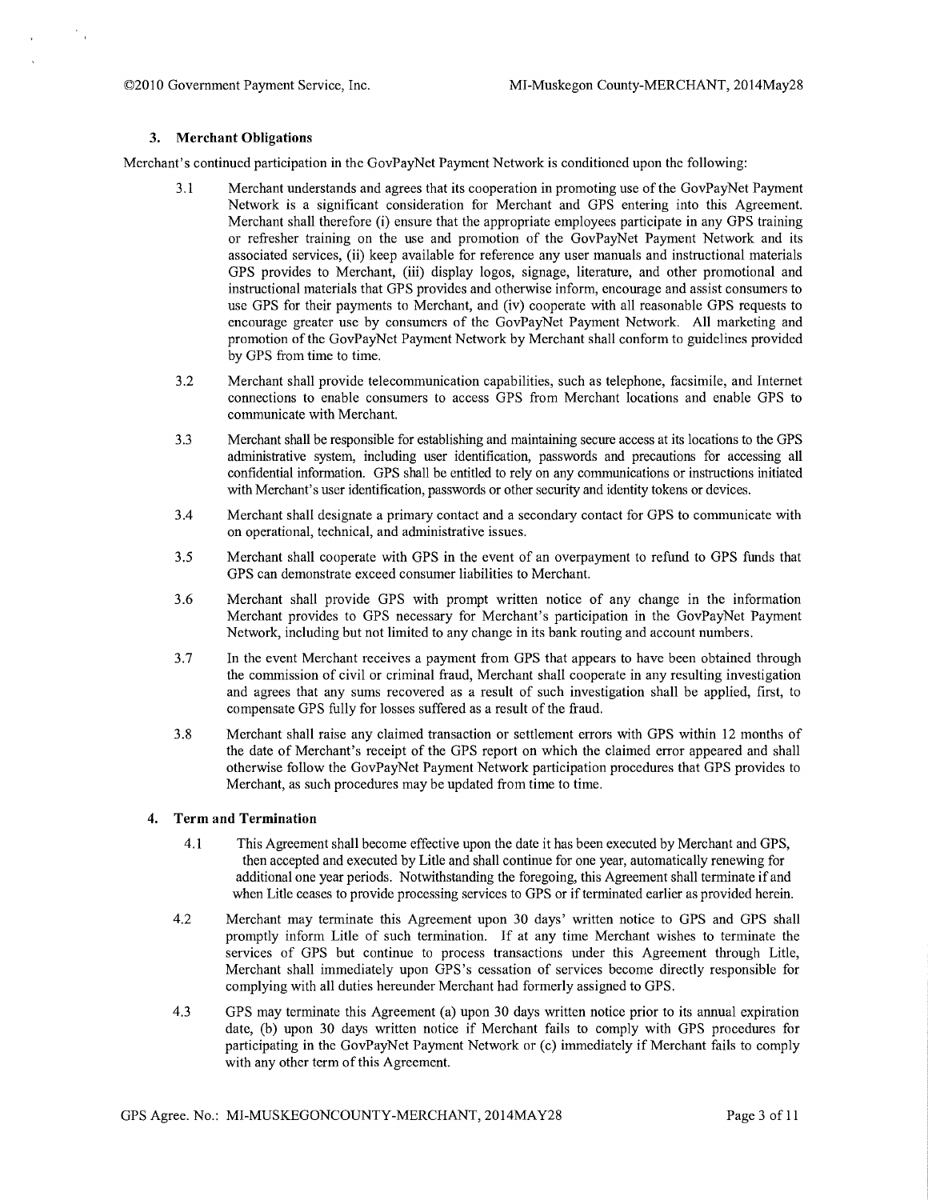### 3. Merchant Obligations

Merchant's continued participation in the GovPayNet Payment Network is conditioned upon the following:

3.1 Merchant understands and agrees that its cooperation in promoting use of the GovPayNet Payment Network is a significant consideration for Merchant and GPS entering into this Agreement. Merchant shall therefore (i) ensure that the appropriate employees participate in any GPS training or refresher training on the use and promotion of the GovPayNet Payment Network and its associated services, (ii) keep available for reference any user manuals and instructional materials GPS provides to Merchant, (iii) display logos, signage, literature, and other promotional and instructional materials that GPS provides and otherwise inform, encourage and assist consumers to use GPS for their payments to Merchant, and (iv) cooperate with all reasonable GPS requests to encourage greater use by consumers of the GovPayNet Payment Network. All marketing and promotion of the GovPayNet Payment Network by Merchant shall conform to guidelines provided by GPS from time to time.

3.2 Merchant shall provide telecommunication capabilities, such as telephone, facsimile, and Internet connections to enable consumers to access GPS from Merchant locations and enable GPS to communicate with Merchant.

3.3 Merchant shall be responsible for establishing and maintaining secure access at its locations to the GPS administrative system, including user identification, passwords and precautions for accessing all confidential information. GPS shall be entitled to rely on any communications or instructions initiated with Merchant's user identification, passwords or other security and identity tokens or devices.

3.4 Merchant shall designate a primary contact and a secondary contact for GPS to communicate with on operational, technical, and administrative issues.

3.5 Merchant shall cooperate with GPS in the event of an overpayment to refund to GPS funds that GPS can demonstrate exceed consumer liabilities to Merchant.

3.6 Merchant shall provide GPS with prompt written notice of any change in the information Merchant provides to GPS necessary for Merchant's participation in the GovPayNet Payment Network, including but not limited to any change in its bank routing and account numbers.

3.7 In the event Merchant receives a payment from GPS that appears to have been obtained through the commission of civil or criminal fraud, Merchant shall cooperate in any resulting investigation and agrees that any sums recovered as a result of such investigation shall be applied, first, to compensate GPS fully for losses suffered as a result of the fraud.

3.8 Merchant shall raise any claimed transaction or settlement errors with GPS within 12 months of the date of Merchant's receipt of the GPS report on which the claimed error appeared and shall otherwise follow the GovPayNet Payment Network participation procedures that GPS provides to Merchant, as such procedures may be updated from time to time.

### 4. Term and Termination

4.1 This Agreement shall become effective upon the date it has been executed by Merchant and GPS, then accepted and executed by Litle and shall continue for one year, automatically renewing for additional one year periods. Notwithstanding the foregoing, this Agreement shall terminate if and when Litle ceases to provide processing services to GPS or if terminated earlier as provided herein.

4.2 Merchant may terminate this Agreement upon 30 days' written notice to GPS and GPS shall promptly inform Litle of such termination. If at any time Merchant wishes to terminate the services of GPS but continue to process transactions under this Agreement through Litle, Merchant shall immediately upon GPS's cessation of services become directly responsible for complying with all duties hereunder Merchant had formerly assigned to GPS.

4.3 GPS may terminate this Agreement (a) upon 30 days written notice prior to its annual expiration date, (b) upon 30 days written notice if Merchant fails to comply with GPS procedures for participating in the GovPayNet Payment Network or (c) immediately if Merchant fails to comply with any other term of this Agreement.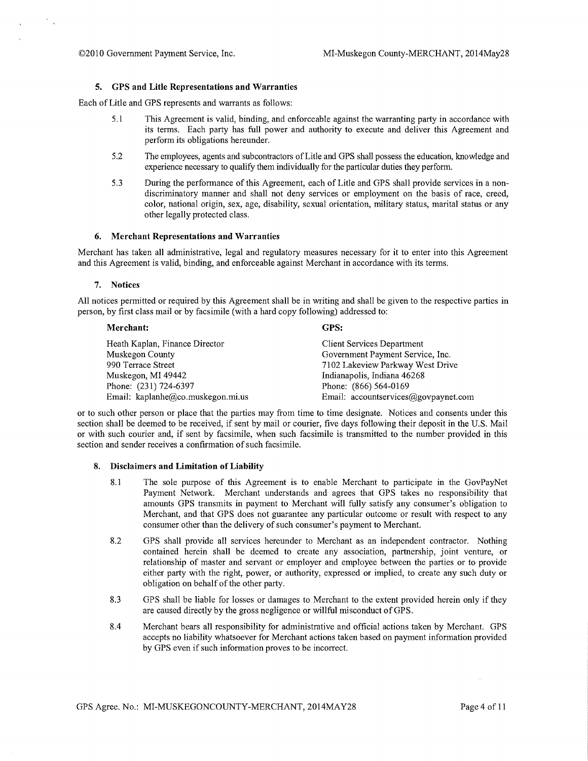### 5. GPS and Litle Representations and Warranties

Each of Litle and GPS represents and warrants as follows:

5.1 This Agreement is valid, binding, and enforceable against the warranting party in accordance with its terms. Each party has full power and authority to execute and deliver this Agreement and perform its obligations hereunder.

5.2 The employees, agents and subcontractors of Litle and GPS shall possess the education, knowledge and experience necessary to qualify them individually for the particular duties they perform.

5.3 During the performance of this Agreement, each of Litle and GPS shall provide services in a non-discriminatory manner and shall not deny services or employment on the basis of race, creed, color, national origin, sex, age, disability, sexual orientation, military status, marital status or any other legally protected class.

### 6. Merchant Representations and Warranties

Merchant has taken all administrative, legal and regulatory measures necessary for it to enter into this Agreement and this Agreement is valid, binding, and enforceable against Merchant in accordance with its terms.

### 7. Notices

All notices permitted or required by this Agreement shall be in writing and shall be given to the respective parties in person, by first class mail or by facsimile (with a hard copy following) addressed to:

| **Merchant:** | **GPS:** |
|---|---|
| Heath Kaplan, Finance Director | Client Services Department |
| Muskegon County | Government Payment Service, Inc. |
| 990 Terrace Street | 7102 Lakeview Parkway West Drive |
| Muskegon, MI 49442 | Indianapolis, Indiana 46268 |
| Phone: (231) 724-6397 | Phone: (866) 564-0169 |
| Email: kaplanhe@co.muskegon.mi.us | Email: accountservices@govpaynet.com |

or to such other person or place that the parties may from time to time designate. Notices and consents under this section shall be deemed to be received, if sent by mail or courier, five days following their deposit in the U.S. Mail or with such courier and, if sent by facsimile, when such facsimile is transmitted to the number provided in this section and sender receives a confirmation of such facsimile.

### 8. Disclaimers and Limitation of Liability

8.1 The sole purpose of this Agreement is to enable Merchant to participate in the GovPayNet Payment Network. Merchant understands and agrees that GPS takes no responsibility that amounts GPS transmits in payment to Merchant will fully satisfy any consumer's obligation to Merchant, and that GPS does not guarantee any particular outcome or result with respect to any consumer other than the delivery of such consumer's payment to Merchant.

8.2 GPS shall provide all services hereunder to Merchant as an independent contractor. Nothing contained herein shall be deemed to create any association, partnership, joint venture, or relationship of master and servant or employer and employee between the parties or to provide either party with the right, power, or authority, expressed or implied, to create any such duty or obligation on behalf of the other party.

8.3 GPS shall be liable for losses or damages to Merchant to the extent provided herein only if they are caused directly by the gross negligence or willful misconduct of GPS.

8.4 Merchant bears all responsibility for administrative and official actions taken by Merchant. GPS accepts no liability whatsoever for Merchant actions taken based on payment information provided by GPS even if such information proves to be incorrect.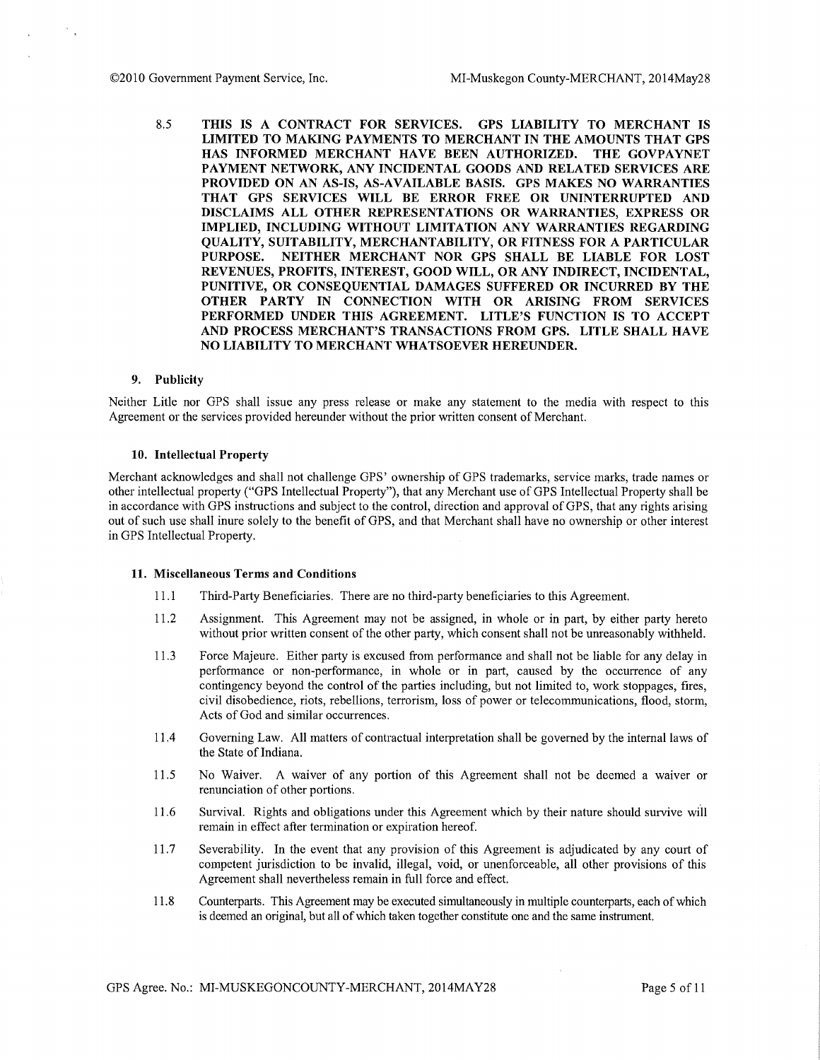8.5 **THIS IS A CONTRACT FOR SERVICES. GPS LIABILITY TO MERCHANT IS LIMITED TO MAKING PAYMENTS TO MERCHANT IN THE AMOUNTS THAT GPS HAS INFORMED MERCHANT HAVE BEEN AUTHORIZED. THE GOVPAYNET PAYMENT NETWORK, ANY INCIDENTAL GOODS AND RELATED SERVICES ARE PROVIDED ON AN AS-IS, AS-AVAILABLE BASIS. GPS MAKES NO WARRANTIES THAT GPS SERVICES WILL BE ERROR FREE OR UNINTERRUPTED AND DISCLAIMS ALL OTHER REPRESENTATIONS OR WARRANTIES, EXPRESS OR IMPLIED, INCLUDING WITHOUT LIMITATION ANY WARRANTIES REGARDING QUALITY, SUITABILITY, MERCHANTABILITY, OR FITNESS FOR A PARTICULAR PURPOSE. NEITHER MERCHANT NOR GPS SHALL BE LIABLE FOR LOST REVENUES, PROFITS, INTEREST, GOOD WILL, OR ANY INDIRECT, INCIDENTAL, PUNITIVE, OR CONSEQUENTIAL DAMAGES SUFFERED OR INCURRED BY THE OTHER PARTY IN CONNECTION WITH OR ARISING FROM SERVICES PERFORMED UNDER THIS AGREEMENT. LITLE'S FUNCTION IS TO ACCEPT AND PROCESS MERCHANT'S TRANSACTIONS FROM GPS. LITLE SHALL HAVE NO LIABILITY TO MERCHANT WHATSOEVER HEREUNDER.**

## 9. Publicity

Neither Litle nor GPS shall issue any press release or make any statement to the media with respect to this Agreement or the services provided hereunder without the prior written consent of Merchant.

## 10. Intellectual Property

Merchant acknowledges and shall not challenge GPS' ownership of GPS trademarks, service marks, trade names or other intellectual property ("GPS Intellectual Property"), that any Merchant use of GPS Intellectual Property shall be in accordance with GPS instructions and subject to the control, direction and approval of GPS, that any rights arising out of such use shall inure solely to the benefit of GPS, and that Merchant shall have no ownership or other interest in GPS Intellectual Property.

## 11. Miscellaneous Terms and Conditions

11.1 Third-Party Beneficiaries. There are no third-party beneficiaries to this Agreement.

11.2 Assignment. This Agreement may not be assigned, in whole or in part, by either party hereto without prior written consent of the other party, which consent shall not be unreasonably withheld.

11.3 Force Majeure. Either party is excused from performance and shall not be liable for any delay in performance or non-performance, in whole or in part, caused by the occurrence of any contingency beyond the control of the parties including, but not limited to, work stoppages, fires, civil disobedience, riots, rebellions, terrorism, loss of power or telecommunications, flood, storm, Acts of God and similar occurrences.

11.4 Governing Law. All matters of contractual interpretation shall be governed by the internal laws of the State of Indiana.

11.5 No Waiver. A waiver of any portion of this Agreement shall not be deemed a waiver or renunciation of other portions.

11.6 Survival. Rights and obligations under this Agreement which by their nature should survive will remain in effect after termination or expiration hereof.

11.7 Severability. In the event that any provision of this Agreement is adjudicated by any court of competent jurisdiction to be invalid, illegal, void, or unenforceable, all other provisions of this Agreement shall nevertheless remain in full force and effect.

11.8 Counterparts. This Agreement may be executed simultaneously in multiple counterparts, each of which is deemed an original, but all of which taken together constitute one and the same instrument.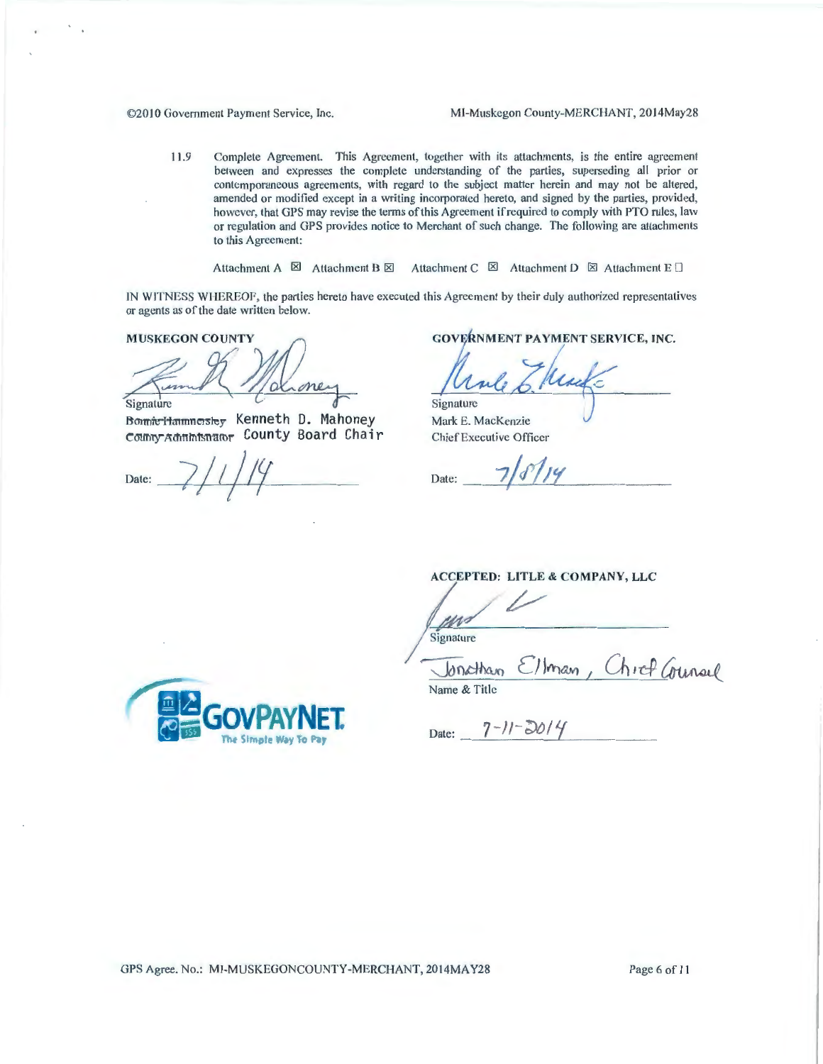11.9 Complete Agreement. This Agreement, together with its attachments, is the entire agreement between and expresses the complete understanding of the parties, superseding all prior or contemporaneous agreements, with regard to the subject matter herein and may not be altered, amended or modified except in a writing incorporated hereto, and signed by the parties, provided, however, that GPS may revise the terms of this Agreement if required to comply with PTO rules, law or regulation and GPS provides notice to Merchant of such change. The following are attachments to this Agreement:

Attachment A ☒ Attachment B ☒ Attachment C ☒ Attachment D ☒ Attachment E ☐

IN WITNESS WHEREOF, the parties hereto have executed this Agreement by their duly authorized representatives or agents as of the date written below.

**MUSKEGON COUNTY**

Signature

~~Bonnie Hammersley~~ Kenneth D. Mahoney
~~County Administrator~~ County Board Chair

Date: 7/1/14

**GOVERNMENT PAYMENT SERVICE, INC.**

Signature

Mark E. MacKenzie
Chief Executive Officer

Date: 7/8/14

**ACCEPTED: LITLE & COMPANY, LLC**

Signature

Jonathan Ellman, Chief Counsel
Name & Title

Date: 7-11-2014

GOVPAYNET
The Simple Way To Pay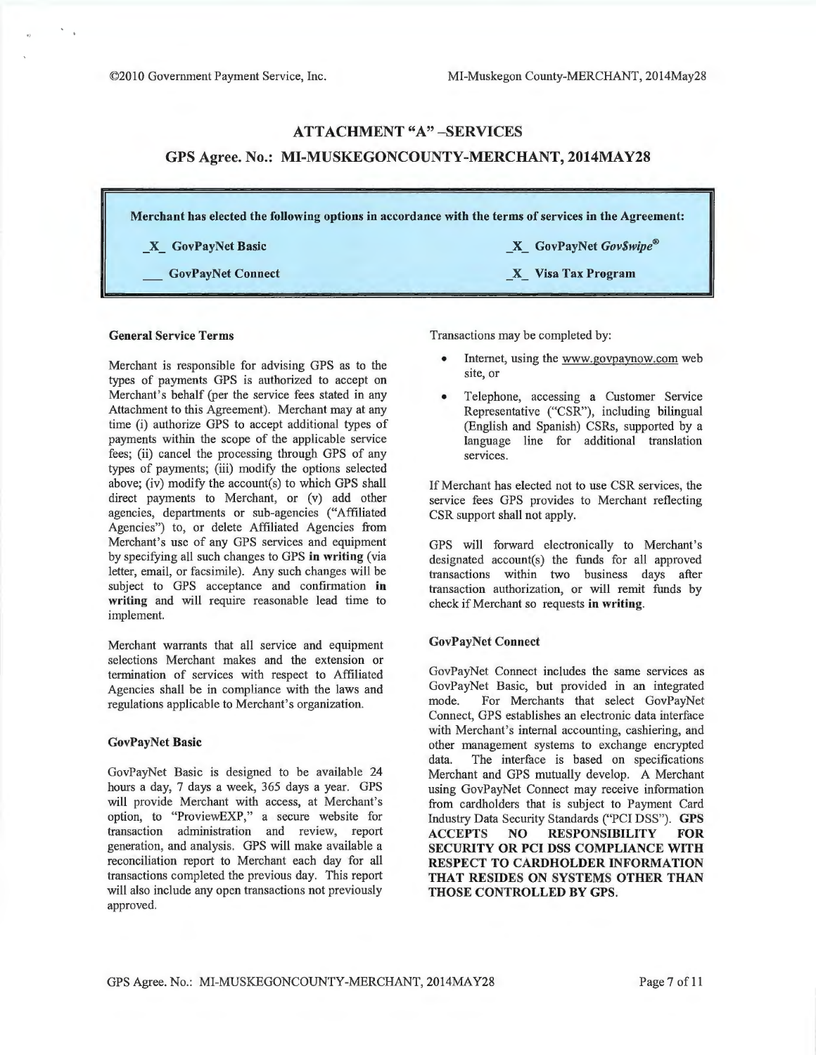## ATTACHMENT "A" –SERVICES

## GPS Agree. No.: MI-MUSKEGONCOUNTY-MERCHANT, 2014MAY28

**Merchant has elected the following options in accordance with the terms of services in the Agreement:**

| | |
|---|---|
| **\_X\_ GovPayNet Basic** | **\_X\_ GovPayNet *Gov$wipe*®** |
| **\_\_\_ GovPayNet Connect** | **\_X\_ Visa Tax Program** |

### General Service Terms

Merchant is responsible for advising GPS as to the types of payments GPS is authorized to accept on Merchant's behalf (per the service fees stated in any Attachment to this Agreement). Merchant may at any time (i) authorize GPS to accept additional types of payments within the scope of the applicable service fees; (ii) cancel the processing through GPS of any types of payments; (iii) modify the options selected above; (iv) modify the account(s) to which GPS shall direct payments to Merchant, or (v) add other agencies, departments or sub-agencies ("Affiliated Agencies") to, or delete Affiliated Agencies from Merchant's use of any GPS services and equipment by specifying all such changes to GPS **in writing** (via letter, email, or facsimile). Any such changes will be subject to GPS acceptance and confirmation **in writing** and will require reasonable lead time to implement.

Merchant warrants that all service and equipment selections Merchant makes and the extension or termination of services with respect to Affiliated Agencies shall be in compliance with the laws and regulations applicable to Merchant's organization.

### GovPayNet Basic

GovPayNet Basic is designed to be available 24 hours a day, 7 days a week, 365 days a year. GPS will provide Merchant with access, at Merchant's option, to "ProviewEXP," a secure website for transaction administration and review, report generation, and analysis. GPS will make available a reconciliation report to Merchant each day for all transactions completed the previous day. This report will also include any open transactions not previously approved.

Transactions may be completed by:

- Internet, using the www.govpaynow.com web site, or
- Telephone, accessing a Customer Service Representative ("CSR"), including bilingual (English and Spanish) CSRs, supported by a language line for additional translation services.

If Merchant has elected not to use CSR services, the service fees GPS provides to Merchant reflecting CSR support shall not apply.

GPS will forward electronically to Merchant's designated account(s) the funds for all approved transactions within two business days after transaction authorization, or will remit funds by check if Merchant so requests **in writing**.

### GovPayNet Connect

GovPayNet Connect includes the same services as GovPayNet Basic, but provided in an integrated mode. For Merchants that select GovPayNet Connect, GPS establishes an electronic data interface with Merchant's internal accounting, cashiering, and other management systems to exchange encrypted data. The interface is based on specifications Merchant and GPS mutually develop. A Merchant using GovPayNet Connect may receive information from cardholders that is subject to Payment Card Industry Data Security Standards ("PCI DSS"). **GPS ACCEPTS NO RESPONSIBILITY FOR SECURITY OR PCI DSS COMPLIANCE WITH RESPECT TO CARDHOLDER INFORMATION THAT RESIDES ON SYSTEMS OTHER THAN THOSE CONTROLLED BY GPS.**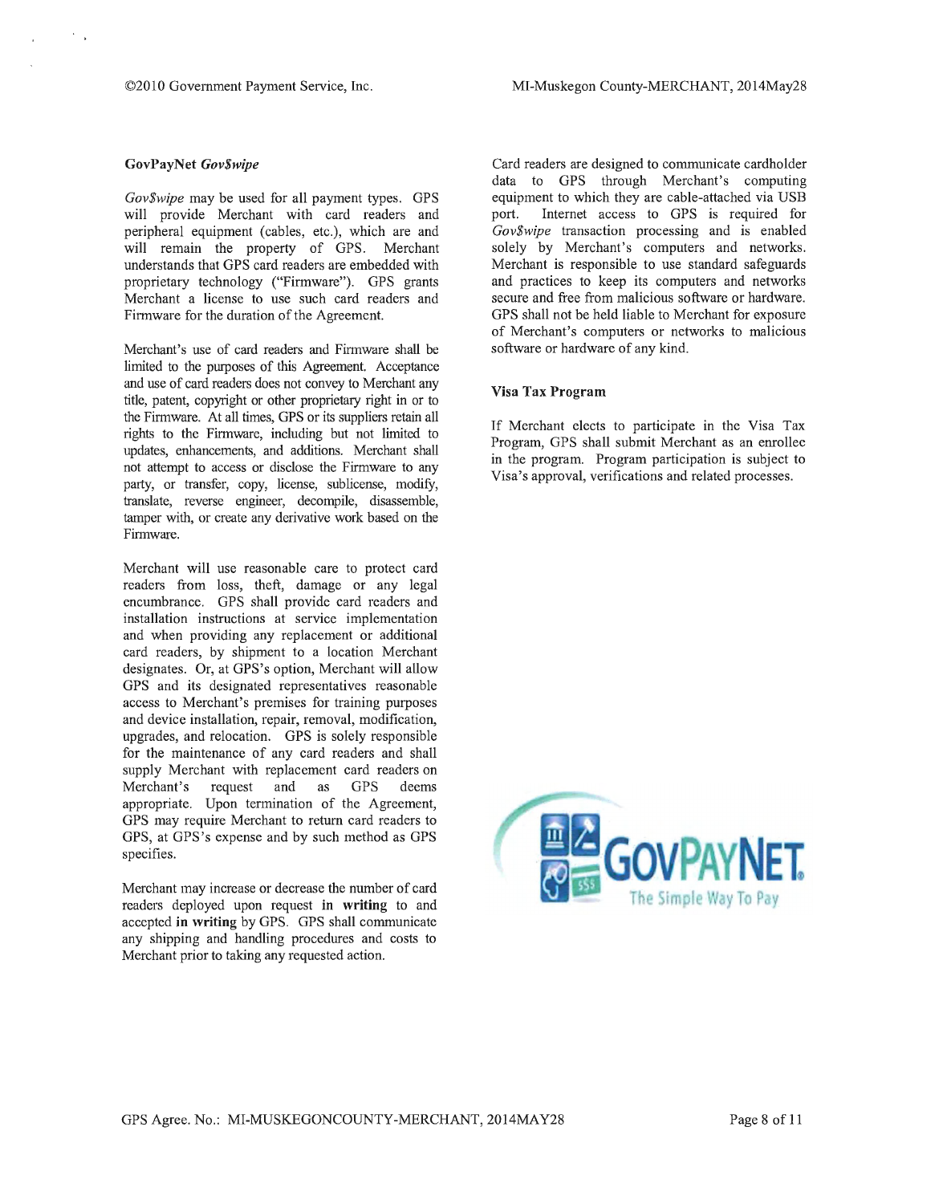### GovPayNet *Gov$wipe*

*Gov$wipe* may be used for all payment types. GPS will provide Merchant with card readers and peripheral equipment (cables, etc.), which are and will remain the property of GPS. Merchant understands that GPS card readers are embedded with proprietary technology ("Firmware"). GPS grants Merchant a license to use such card readers and Firmware for the duration of the Agreement.

Merchant's use of card readers and Firmware shall be limited to the purposes of this Agreement. Acceptance and use of card readers does not convey to Merchant any title, patent, copyright or other proprietary right in or to the Firmware. At all times, GPS or its suppliers retain all rights to the Firmware, including but not limited to updates, enhancements, and additions. Merchant shall not attempt to access or disclose the Firmware to any party, or transfer, copy, license, sublicense, modify, translate, reverse engineer, decompile, disassemble, tamper with, or create any derivative work based on the Firmware.

Merchant will use reasonable care to protect card readers from loss, theft, damage or any legal encumbrance. GPS shall provide card readers and installation instructions at service implementation and when providing any replacement or additional card readers, by shipment to a location Merchant designates. Or, at GPS's option, Merchant will allow GPS and its designated representatives reasonable access to Merchant's premises for training purposes and device installation, repair, removal, modification, upgrades, and relocation. GPS is solely responsible for the maintenance of any card readers and shall supply Merchant with replacement card readers on Merchant's request and as GPS deems appropriate. Upon termination of the Agreement, GPS may require Merchant to return card readers to GPS, at GPS's expense and by such method as GPS specifies.

Merchant may increase or decrease the number of card readers deployed upon request **in writing** to and accepted **in writing** by GPS. GPS shall communicate any shipping and handling procedures and costs to Merchant prior to taking any requested action.

Card readers are designed to communicate cardholder data to GPS through Merchant's computing equipment to which they are cable-attached via USB port. Internet access to GPS is required for *Gov$wipe* transaction processing and is enabled solely by Merchant's computers and networks. Merchant is responsible to use standard safeguards and practices to keep its computers and networks secure and free from malicious software or hardware. GPS shall not be held liable to Merchant for exposure of Merchant's computers or networks to malicious software or hardware of any kind.

### Visa Tax Program

If Merchant elects to participate in the Visa Tax Program, GPS shall submit Merchant as an enrollee in the program. Program participation is subject to Visa's approval, verifications and related processes.

GOVPAYNET
The Simple Way To Pay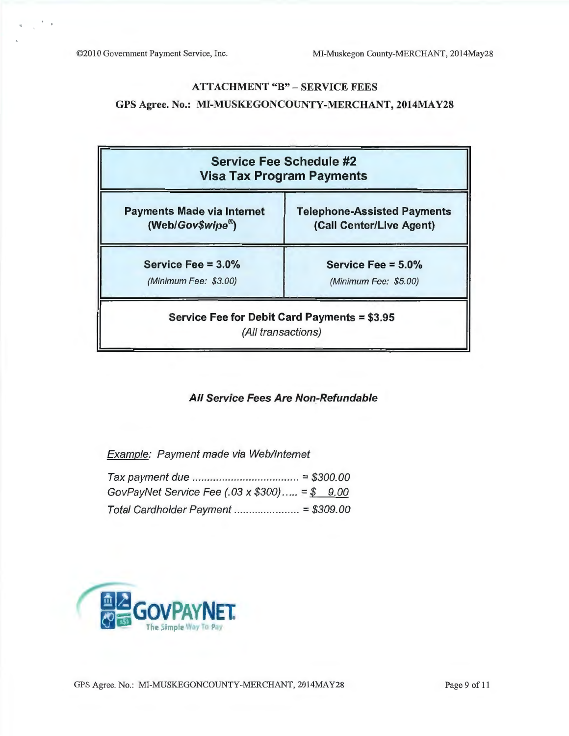## ATTACHMENT "B" – SERVICE FEES

## GPS Agree. No.: MI-MUSKEGONCOUNTY-MERCHANT, 2014MAY28

| **Service Fee Schedule #2**<br>**Visa Tax Program Payments** | |
|---|---|
| **Payments Made via Internet (Web/*Gov$wipe*®)** | **Telephone-Assisted Payments (Call Center/Live Agent)** |
| **Service Fee = 3.0%**<br>*(Minimum Fee: $3.00)* | **Service Fee = 5.0%**<br>*(Minimum Fee: $5.00)* |
| **Service Fee for Debit Card Payments = $3.95**<br>*(All transactions)* | |

***All Service Fees Are Non-Refundable***

*Example: Payment made via Web/Internet*

*Tax payment due .................................... = $300.00*
*GovPayNet Service Fee (.03 x $300)..... = $ 9.00*
*Total Cardholder Payment ...................... = $309.00*

GOVPAYNET
The Simple Way To Pay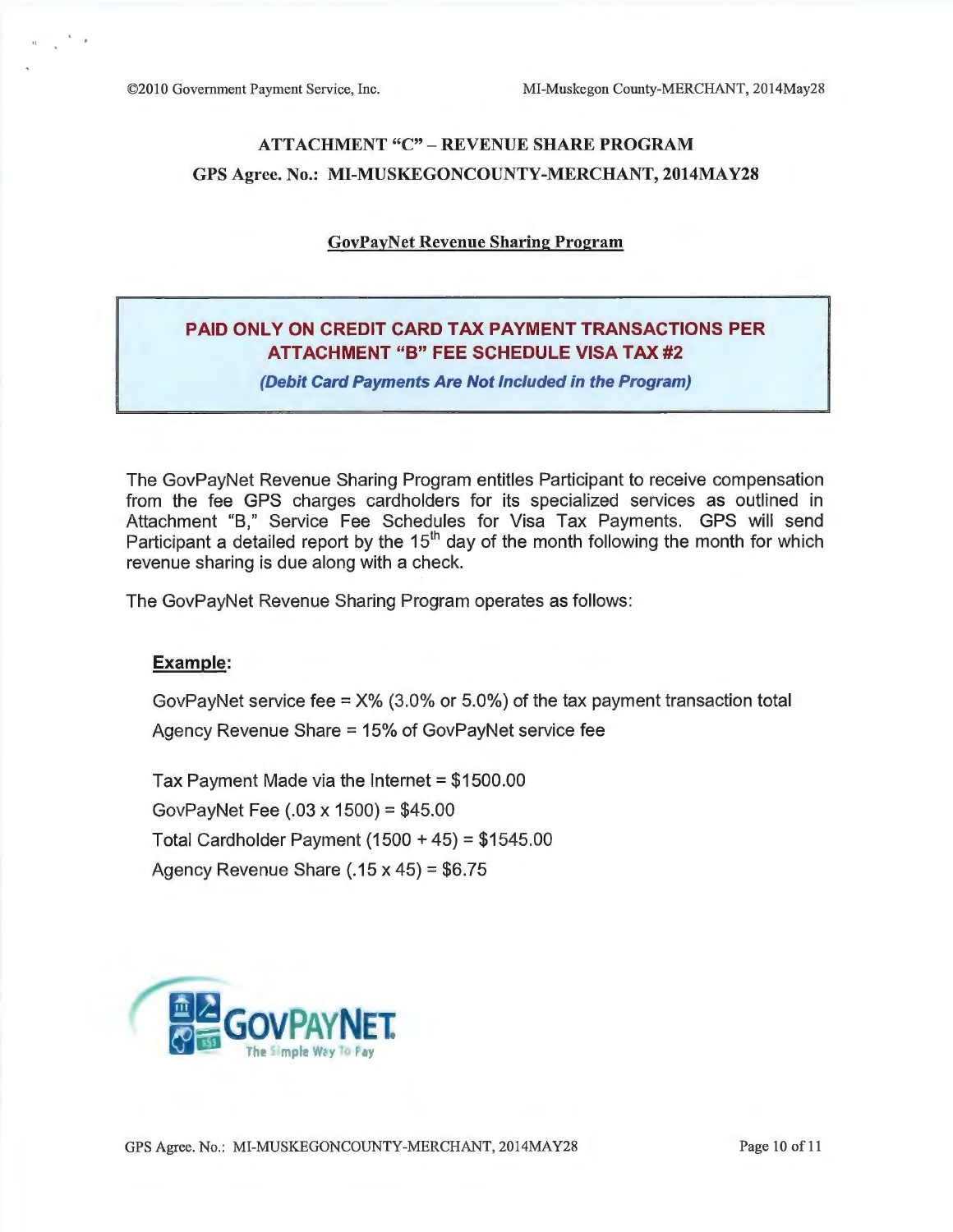# ATTACHMENT "C" – REVENUE SHARE PROGRAM

## GPS Agree. No.: MI-MUSKEGONCOUNTY-MERCHANT, 2014MAY28

### GovPayNet Revenue Sharing Program

**PAID ONLY ON CREDIT CARD TAX PAYMENT TRANSACTIONS PER ATTACHMENT "B" FEE SCHEDULE VISA TAX #2**

***(Debit Card Payments Are Not Included in the Program)***

The GovPayNet Revenue Sharing Program entitles Participant to receive compensation from the fee GPS charges cardholders for its specialized services as outlined in Attachment "B," Service Fee Schedules for Visa Tax Payments. GPS will send Participant a detailed report by the 15th day of the month following the month for which revenue sharing is due along with a check.

The GovPayNet Revenue Sharing Program operates as follows:

**Example:**

GovPayNet service fee = X% (3.0% or 5.0%) of the tax payment transaction total

Agency Revenue Share = 15% of GovPayNet service fee

Tax Payment Made via the Internet = $1500.00

GovPayNet Fee (.03 x 1500) = $45.00

Total Cardholder Payment (1500 + 45) = $1545.00

Agency Revenue Share (.15 x 45) = $6.75

GOVPAYNET
The Simple Way To Pay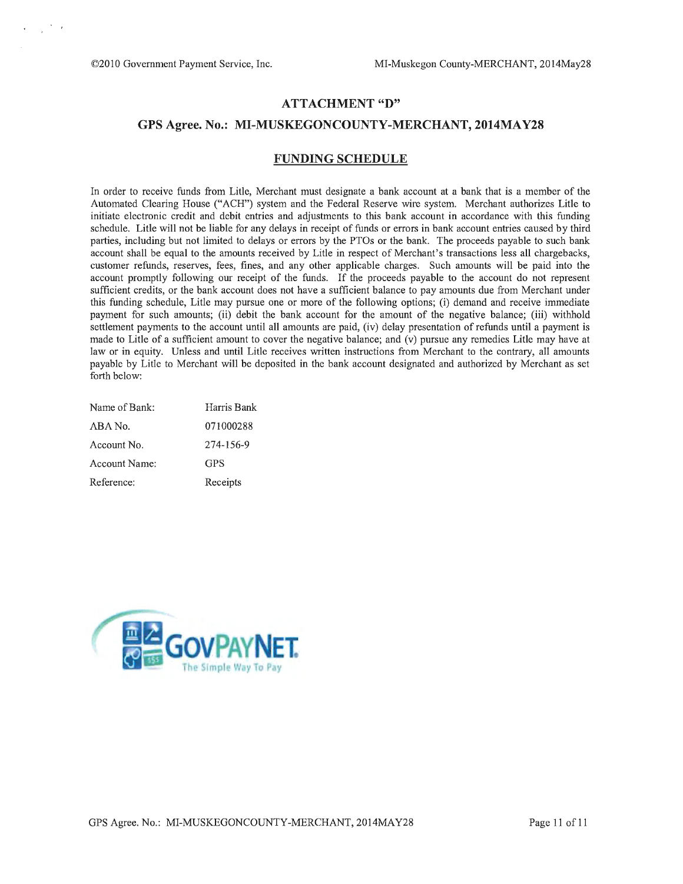## ATTACHMENT "D"

## GPS Agree. No.: MI-MUSKEGONCOUNTY-MERCHANT, 2014MAY28

### FUNDING SCHEDULE

In order to receive funds from Litle, Merchant must designate a bank account at a bank that is a member of the Automated Clearing House ("ACH") system and the Federal Reserve wire system. Merchant authorizes Litle to initiate electronic credit and debit entries and adjustments to this bank account in accordance with this funding schedule. Litle will not be liable for any delays in receipt of funds or errors in bank account entries caused by third parties, including but not limited to delays or errors by the PTOs or the bank. The proceeds payable to such bank account shall be equal to the amounts received by Litle in respect of Merchant's transactions less all chargebacks, customer refunds, reserves, fees, fines, and any other applicable charges. Such amounts will be paid into the account promptly following our receipt of the funds. If the proceeds payable to the account do not represent sufficient credits, or the bank account does not have a sufficient balance to pay amounts due from Merchant under this funding schedule, Litle may pursue one or more of the following options; (i) demand and receive immediate payment for such amounts; (ii) debit the bank account for the amount of the negative balance; (iii) withhold settlement payments to the account until all amounts are paid, (iv) delay presentation of refunds until a payment is made to Litle of a sufficient amount to cover the negative balance; and (v) pursue any remedies Litle may have at law or in equity. Unless and until Litle receives written instructions from Merchant to the contrary, all amounts payable by Litle to Merchant will be deposited in the bank account designated and authorized by Merchant as set forth below:

| | |
|---|---|
| Name of Bank: | Harris Bank |
| ABA No. | 071000288 |
| Account No. | 274-156-9 |
| Account Name: | GPS |
| Reference: | Receipts |

GOVPAYNET
The Simple Way To Pay